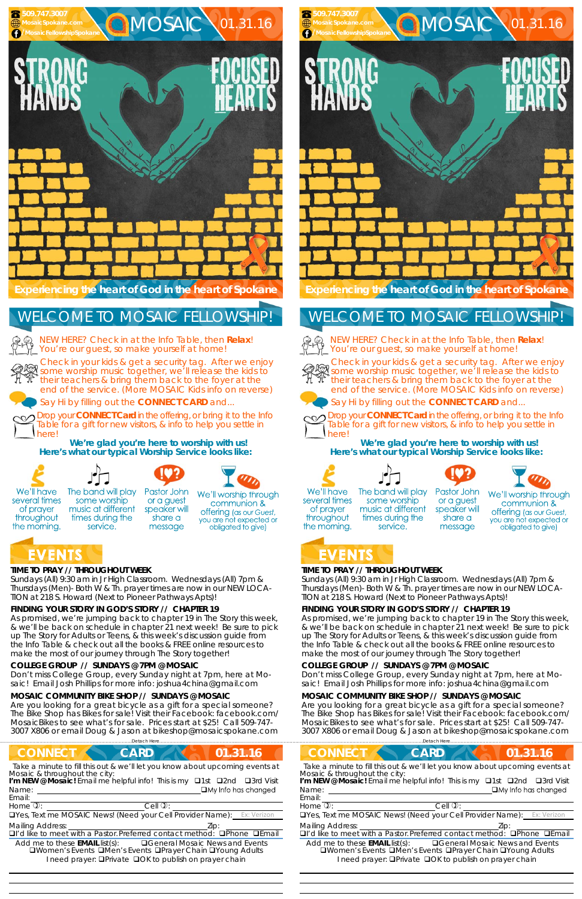509.747.3007
MosaicSpokane.com
/MosaicFellowshipSpokane

# MOSAIC 01.31.16

STRONG HANDS FOCUSED HEARTS

Experiencing the heart of God in the heart of Spokane

## WELCOME TO MOSAIC FELLOWSHIP!

NEW HERE? Check in at the Info Table, then **Relax**! You're our guest, so make yourself at home!

Check in your kids & get a security tag. After we enjoy some worship music together, we'll release the kids to their teachers & bring them back to the foyer at the end of the service. (More MOSAIC Kids info on reverse)

Say Hi by filling out the **CONNECTCARD** and...

Drop your **CONNECTCard** in the offering, or bring it to the Info Table for a gift for new visitors, & info to help you settle in here!

**We're glad you're here to worship with us!**
**Here's what our typical Worship Service looks like:**

- We'll have several times of prayer throughout the morning.
- The band will play some worship music at different times during the service.
- Pastor John or a guest speaker will share a message
- We'll worship through communion & offering (as our Guest, you are not expected or obligated to give)

## EVENTS

**TIME TO PRAY // THROUGHOUT WEEK**
Sundays (All) 9:30 am in Jr High Classroom. Wednesdays (All) 7pm & Thursdays (Men)- Both W & Th. prayer times are now in our NEW LOCATION at 218 S. Howard (Next to Pioneer Pathways Apts)!

**FINDING YOUR STORY IN GOD'S STORY // CHAPTER 19**
As promised, we're jumping back to chapter 19 in The Story this week, & we'll be back on schedule in chapter 21 next week! Be sure to pick up The Story for Adults or Teens, & this week's discussion guide from the Info Table & check out all the books & FREE online resources to make the most of our journey through The Story together!

**COLLEGE GROUP // SUNDAYS @ 7PM @ MOSAIC**
Don't miss College Group, every Sunday night at 7pm, here at Mosaic! Email Josh Phillips for more info: joshua4china@gmail.com

**MOSAIC COMMUNITY BIKE SHOP // SUNDAYS @ MOSAIC**
Are you looking for a great bicycle as a gift for a special someone? The Bike Shop has Bikes for sale! Visit their Facebook: facebook.com/MosaicBikes to see what's for sale. Prices start at $25! Call 509-747-3007 X806 or email Doug & Jason at bikeshop@mosaicspokane.com

Detach Here

## CONNECT CARD 01.31.16

Take a minute to fill this out & we'll let you know about upcoming events at Mosaic & throughout the city:

**I'm NEW @ Mosaic!** Email me helpful info! This is my ❑1st ❑2nd ❑3rd Visit

Name: ____________ ❑My Info has changed

Email: ____________

Home: ____________ Cell: ____________

❑Yes, Text me MOSAIC News! (Need your Cell Provider Name): Ex: Verizon

Mailing Address: ____________ Zip: ______

❑I'd like to meet with a Pastor. Preferred contact method: ❑Phone ❑Email

Add me to these **EMAIL** list(s): ❑General Mosaic News and Events ❑Women's Events ❑Men's Events ❑Prayer Chain ❑Young Adults

I need prayer: ❑Private ❑OK to publish on prayer chain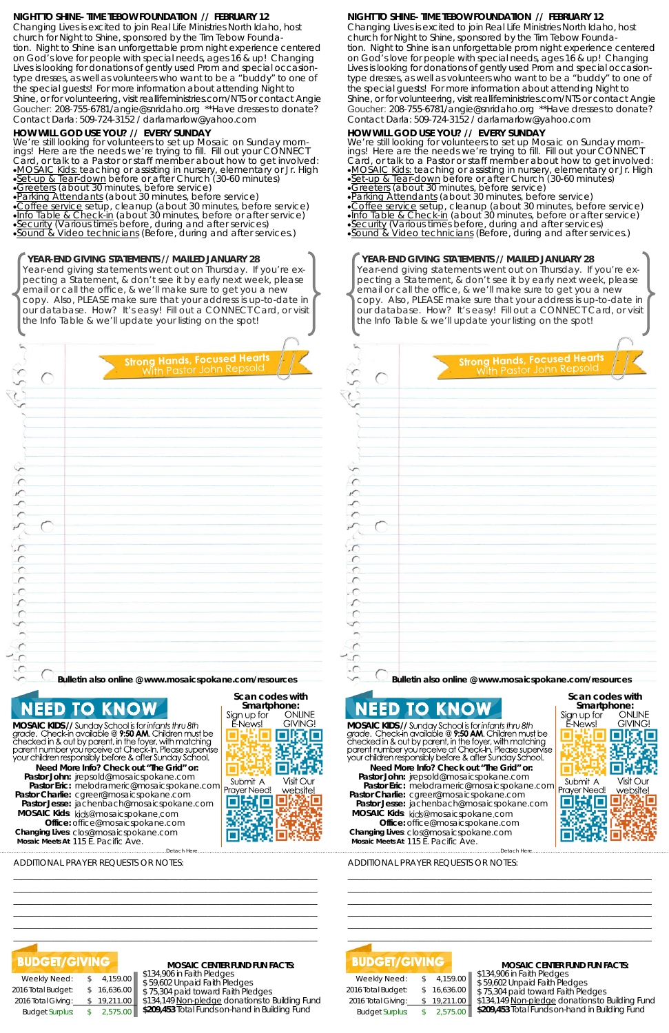### NIGHT TO SHINE- TIM TEBOW FOUNDATION // FEBRUARY 12

Changing Lives is excited to join Real Life Ministries North Idaho, host church for Night to Shine, sponsored by the Tim Tebow Foundation. Night to Shine is an unforgettable prom night experience centered on God's love for people with special needs, ages 16 & up! Changing Lives is looking for donations of gently used Prom and special occasion-type dresses, as well as volunteers who want to be a "buddy" to one of the special guests! For more information about attending Night to Shine, or for volunteering, visit reallifeministries.com/NTS or contact Angie Goucher: 208-755-6781/angie@snridaho.org **Have dresses to donate? Contact Darla: 509-724-3152 / darlamarlow@yahoo.com

### HOW WILL GOD USE YOU? // EVERY SUNDAY

We're still looking for volunteers to set up Mosaic on Sunday mornings! Here are the needs we're trying to fill. Fill out your CONNECT Card, or talk to a Pastor or staff member about how to get involved:

- MOSAIC Kids: teaching or assisting in nursery, elementary or Jr. High
- Set-up & Tear-down before or after Church (30-60 minutes)
- Greeters (about 30 minutes, before service)
- Parking Attendants (about 30 minutes, before service)
- Coffee service setup, cleanup (about 30 minutes, before service)
- Info Table & Check-in (about 30 minutes, before or after service)
- Security (Various times before, during and after services)
- Sound & Video technicians (Before, during and after services.)

### YEAR-END GIVING STATEMENTS // MAILED JANUARY 28

Year-end giving statements went out on Thursday. If you're expecting a Statement, & don't see it by early next week, please email or call the office, & we'll make sure to get you a new copy. Also, PLEASE make sure that your address is up-to-date in our database. How? It's easy! Fill out a CONNECT Card, or visit the Info Table & we'll update your listing on the spot!

**Strong Hands, Focused Hearts**
With Pastor John Repsold

**Bulletin also online @www.mosaicspokane.com/resources**

## NEED TO KNOW

**MOSAIC KIDS //** Sunday School is for *infants thru 8th grade*. Check-in available @ **9:50 AM**. Children must be checked in & out by parent, in the foyer, with matching parent number you receive at Check-In. Please supervise your children responsibly before & after Sunday School.

**Need More Info? Check out "The Grid" or:**

**Pastor John:** jrepsold@mosaicspokane.com
**Pastor Eric:** melodrameric@mosaicspokane.com
**Pastor Charlie:** cgreer@mosaicspokane.com
**Pastor Jesse:** jachenbach@mosaicspokane.com
**MOSAIC Kids:** kids@mosaicspokane.com
**Office:** office@mosaicspokane.com
**Changing Lives:** clos@mosaicspokane.com
**Mosaic Meets At:** 115 E. Pacific Ave.

**Scan codes with Smartphone:**
Sign up for E-News! | ONLINE GIVING! | Submit A Prayer Need! | Visit Our website!

Detach Here

ADDITIONAL PRAYER REQUESTS OR NOTES:

## BUDGET/GIVING

| | | |
|---|---|---|
| Weekly Need: | $ | 4,159.00 |
| 2016 Total Budget: | $ | 16,636.00 |
| 2016 Total Giving: | $ | 19,211.00 |
| Budget Surplus: | $ | 2,575.00 |

**MOSAIC CENTER FUND FUN FACTS:**

$134,906 in Faith Pledges
$ 59,602 Unpaid Faith Pledges
$ 75,304 paid toward Faith Pledges
$134,149 Non-pledge donations to Building Fund
**$209,453** Total Funds on-hand in Building Fund